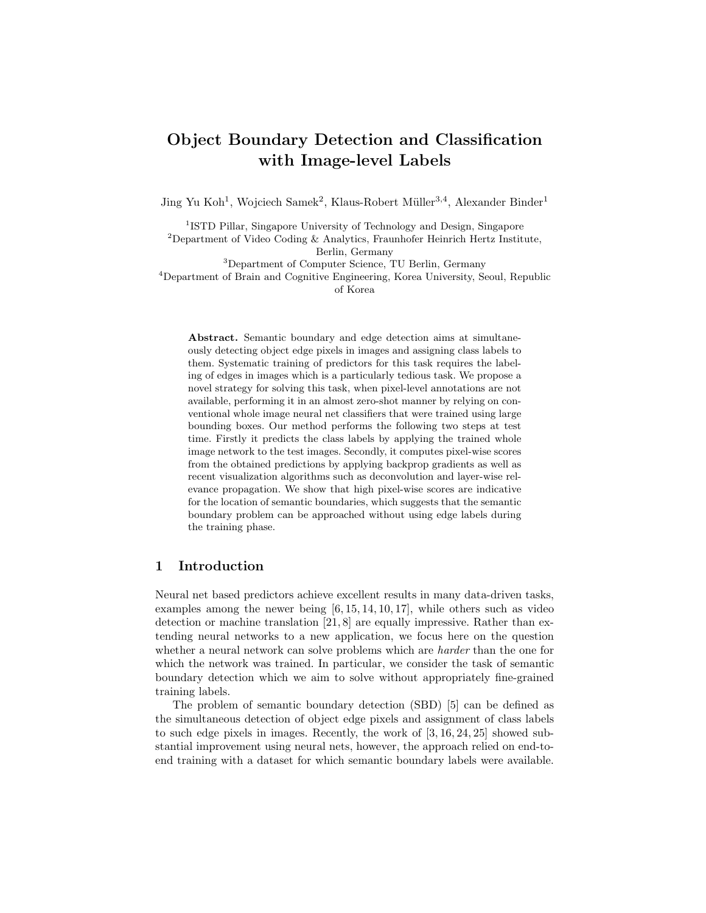# Object Boundary Detection and Classification with Image-level Labels

Jing Yu Koh[1], Wojciech Samek[2], Klaus-Robert Müller[3,4], Alexander Binder[1]

[1]ISTD Pillar, Singapore University of Technology and Design, Singapore
[2]Department of Video Coding & Analytics, Fraunhofer Heinrich Hertz Institute, Berlin, Germany
[3]Department of Computer Science, TU Berlin, Germany
[4]Department of Brain and Cognitive Engineering, Korea University, Seoul, Republic of Korea

**Abstract.** Semantic boundary and edge detection aims at simultaneously detecting object edge pixels in images and assigning class labels to them. Systematic training of predictors for this task requires the labeling of edges in images which is a particularly tedious task. We propose a novel strategy for solving this task, when pixel-level annotations are not available, performing it in an almost zero-shot manner by relying on conventional whole image neural net classifiers that were trained using large bounding boxes. Our method performs the following two steps at test time. Firstly it predicts the class labels by applying the trained whole image network to the test images. Secondly, it computes pixel-wise scores from the obtained predictions by applying backprop gradients as well as recent visualization algorithms such as deconvolution and layer-wise relevance propagation. We show that high pixel-wise scores are indicative for the location of semantic boundaries, which suggests that the semantic boundary problem can be approached without using edge labels during the training phase.

## 1 Introduction

Neural net based predictors achieve excellent results in many data-driven tasks, examples among the newer being [6, 15, 14, 10, 17], while others such as video detection or machine translation [21, 8] are equally impressive. Rather than extending neural networks to a new application, we focus here on the question whether a neural network can solve problems which are *harder* than the one for which the network was trained. In particular, we consider the task of semantic boundary detection which we aim to solve without appropriately fine-grained training labels.

The problem of semantic boundary detection (SBD) [5] can be defined as the simultaneous detection of object edge pixels and assignment of class labels to such edge pixels in images. Recently, the work of [3, 16, 24, 25] showed substantial improvement using neural nets, however, the approach relied on end-to-end training with a dataset for which semantic boundary labels were available.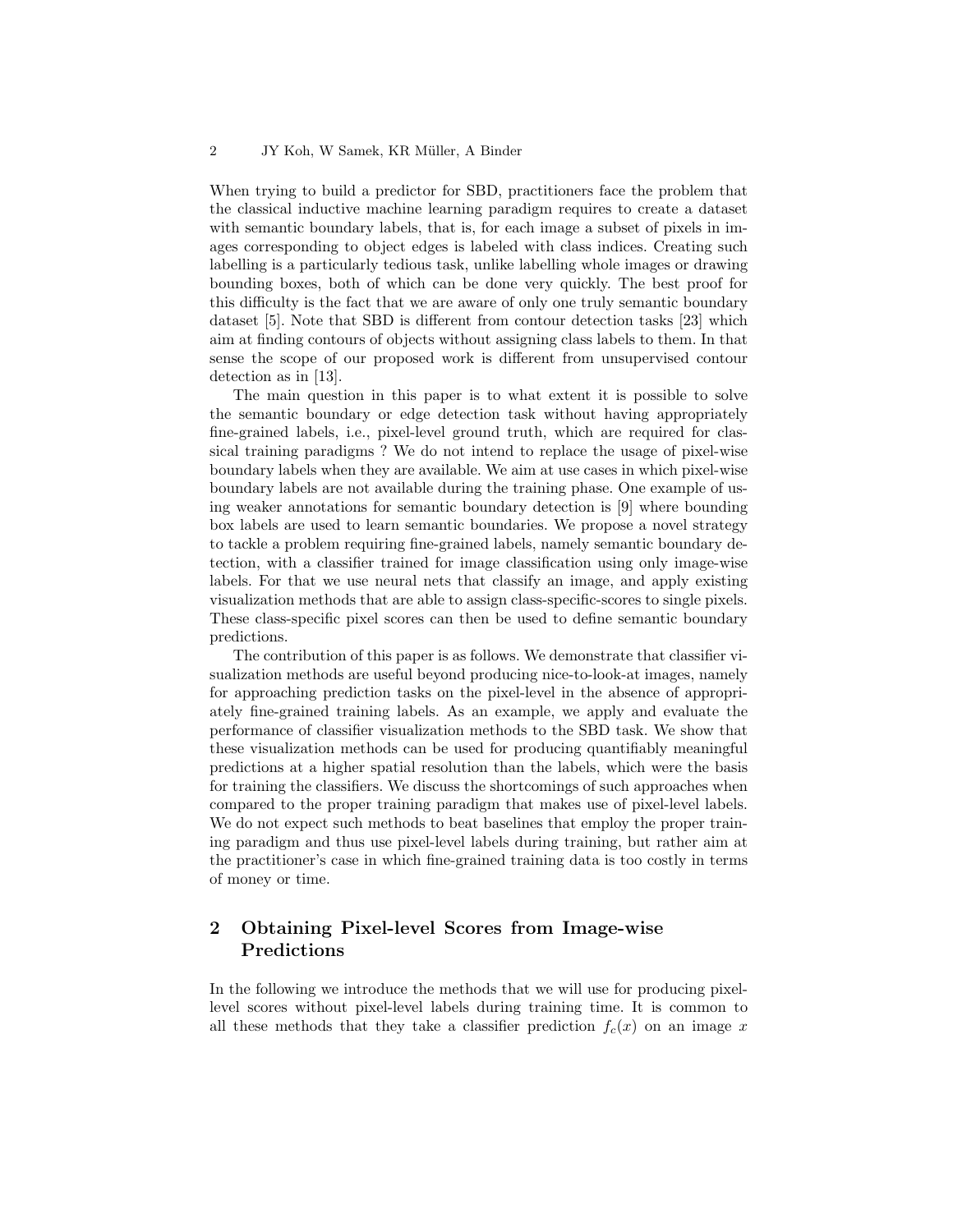When trying to build a predictor for SBD, practitioners face the problem that the classical inductive machine learning paradigm requires to create a dataset with semantic boundary labels, that is, for each image a subset of pixels in images corresponding to object edges is labeled with class indices. Creating such labelling is a particularly tedious task, unlike labelling whole images or drawing bounding boxes, both of which can be done very quickly. The best proof for this difficulty is the fact that we are aware of only one truly semantic boundary dataset [5]. Note that SBD is different from contour detection tasks [23] which aim at finding contours of objects without assigning class labels to them. In that sense the scope of our proposed work is different from unsupervised contour detection as in [13].

The main question in this paper is to what extent it is possible to solve the semantic boundary or edge detection task without having appropriately fine-grained labels, i.e., pixel-level ground truth, which are required for classical training paradigms ? We do not intend to replace the usage of pixel-wise boundary labels when they are available. We aim at use cases in which pixel-wise boundary labels are not available during the training phase. One example of using weaker annotations for semantic boundary detection is [9] where bounding box labels are used to learn semantic boundaries. We propose a novel strategy to tackle a problem requiring fine-grained labels, namely semantic boundary detection, with a classifier trained for image classification using only image-wise labels. For that we use neural nets that classify an image, and apply existing visualization methods that are able to assign class-specific-scores to single pixels. These class-specific pixel scores can then be used to define semantic boundary predictions.

The contribution of this paper is as follows. We demonstrate that classifier visualization methods are useful beyond producing nice-to-look-at images, namely for approaching prediction tasks on the pixel-level in the absence of appropriately fine-grained training labels. As an example, we apply and evaluate the performance of classifier visualization methods to the SBD task. We show that these visualization methods can be used for producing quantifiably meaningful predictions at a higher spatial resolution than the labels, which were the basis for training the classifiers. We discuss the shortcomings of such approaches when compared to the proper training paradigm that makes use of pixel-level labels. We do not expect such methods to beat baselines that employ the proper training paradigm and thus use pixel-level labels during training, but rather aim at the practitioner's case in which fine-grained training data is too costly in terms of money or time.

## 2 Obtaining Pixel-level Scores from Image-wise Predictions

In the following we introduce the methods that we will use for producing pixel-level scores without pixel-level labels during training time. It is common to all these methods that they take a classifier prediction $f_c(x)$ on an image $x$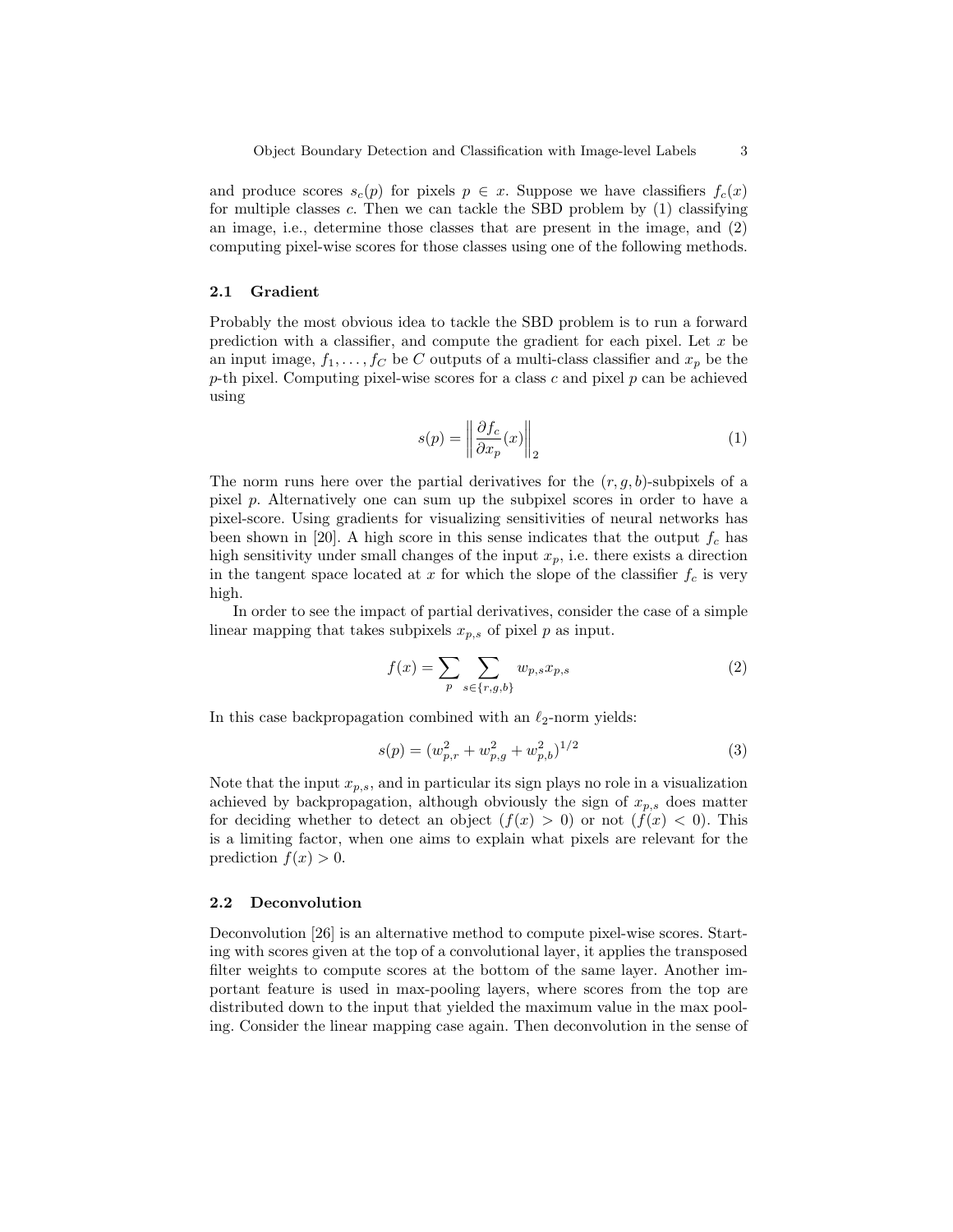and produce scores $s_c(p)$ for pixels $p \in x$. Suppose we have classifiers $f_c(x)$ for multiple classes $c$. Then we can tackle the SBD problem by (1) classifying an image, i.e., determine those classes that are present in the image, and (2) computing pixel-wise scores for those classes using one of the following methods.

### 2.1 Gradient

Probably the most obvious idea to tackle the SBD problem is to run a forward prediction with a classifier, and compute the gradient for each pixel. Let $x$ be an input image, $f_1, \ldots, f_C$ be $C$ outputs of a multi-class classifier and $x_p$ be the $p$-th pixel. Computing pixel-wise scores for a class $c$ and pixel $p$ can be achieved using

$$s(p) = \left\| \frac{\partial f_c}{\partial x_p}(x) \right\|_2 \tag{1}$$

The norm runs here over the partial derivatives for the $(r, g, b)$-subpixels of a pixel $p$. Alternatively one can sum up the subpixel scores in order to have a pixel-score. Using gradients for visualizing sensitivities of neural networks has been shown in [20]. A high score in this sense indicates that the output $f_c$ has high sensitivity under small changes of the input $x_p$, i.e. there exists a direction in the tangent space located at $x$ for which the slope of the classifier $f_c$ is very high.

In order to see the impact of partial derivatives, consider the case of a simple linear mapping that takes subpixels $x_{p,s}$ of pixel $p$ as input.

$$f(x) = \sum_p \sum_{s \in \{r,g,b\}} w_{p,s} x_{p,s} \tag{2}$$

In this case backpropagation combined with an $\ell_2$-norm yields:

$$s(p) = (w_{p,r}^2 + w_{p,g}^2 + w_{p,b}^2)^{1/2} \tag{3}$$

Note that the input $x_{p,s}$, and in particular its sign plays no role in a visualization achieved by backpropagation, although obviously the sign of $x_{p,s}$ does matter for deciding whether to detect an object ($f(x) > 0$) or not ($f(x) < 0$). This is a limiting factor, when one aims to explain what pixels are relevant for the prediction $f(x) > 0$.

### 2.2 Deconvolution

Deconvolution [26] is an alternative method to compute pixel-wise scores. Starting with scores given at the top of a convolutional layer, it applies the transposed filter weights to compute scores at the bottom of the same layer. Another important feature is used in max-pooling layers, where scores from the top are distributed down to the input that yielded the maximum value in the max pooling. Consider the linear mapping case again. Then deconvolution in the sense of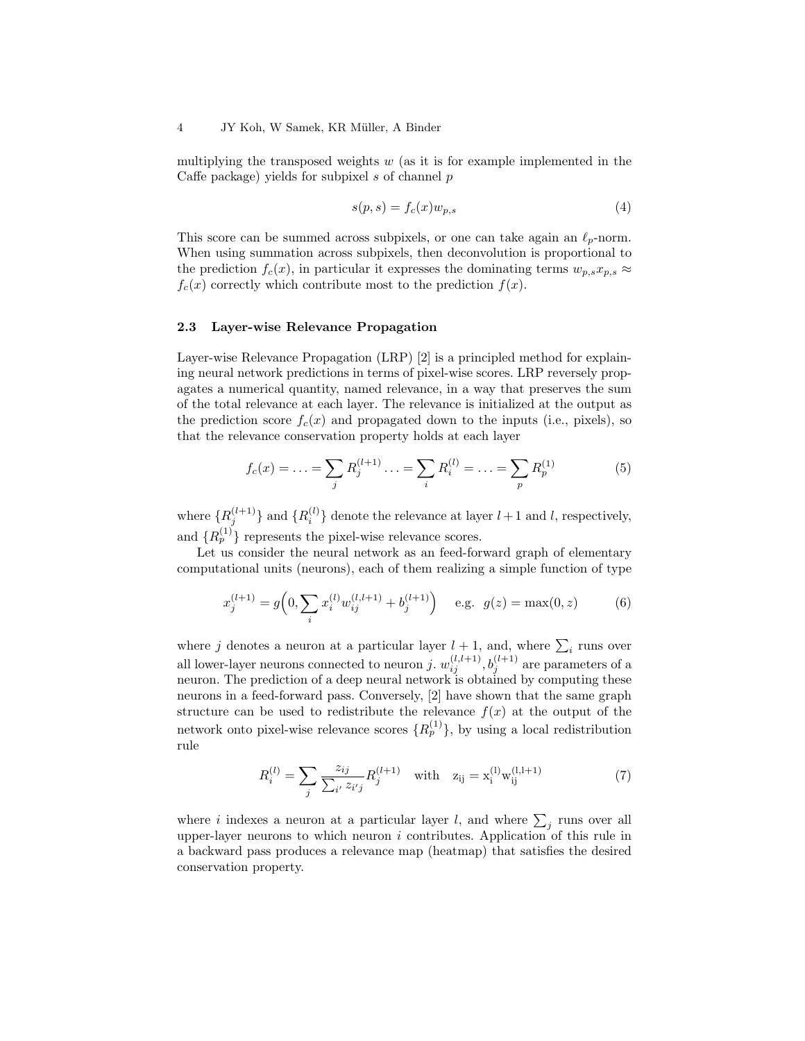multiplying the transposed weights $w$ (as it is for example implemented in the Caffe package) yields for subpixel $s$ of channel $p$

$$s(p, s) = f_c(x) w_{p,s} \tag{4}$$

This score can be summed across subpixels, or one can take again an $\ell_p$-norm. When using summation across subpixels, then deconvolution is proportional to the prediction $f_c(x)$, in particular it expresses the dominating terms $w_{p,s} x_{p,s} \approx f_c(x)$ correctly which contribute most to the prediction $f(x)$.

### 2.3 Layer-wise Relevance Propagation

Layer-wise Relevance Propagation (LRP) [2] is a principled method for explaining neural network predictions in terms of pixel-wise scores. LRP reversely propagates a numerical quantity, named relevance, in a way that preserves the sum of the total relevance at each layer. The relevance is initialized at the output as the prediction score $f_c(x)$ and propagated down to the inputs (i.e., pixels), so that the relevance conservation property holds at each layer

$$f_c(x) = \ldots = \sum_j R_j^{(l+1)} \ldots = \sum_i R_i^{(l)} = \ldots = \sum_p R_p^{(1)} \tag{5}$$

where $\{R_j^{(l+1)}\}$ and $\{R_i^{(l)}\}$ denote the relevance at layer $l+1$ and $l$, respectively, and $\{R_p^{(1)}\}$ represents the pixel-wise relevance scores.

Let us consider the neural network as an feed-forward graph of elementary computational units (neurons), each of them realizing a simple function of type

$$x_j^{(l+1)} = g\Big(0, \sum_i x_i^{(l)} w_{ij}^{(l,l+1)} + b_j^{(l+1)}\Big) \quad \text{e.g. } \; g(z) = \max(0, z) \tag{6}$$

where $j$ denotes a neuron at a particular layer $l+1$, and, where $\sum_i$ runs over all lower-layer neurons connected to neuron $j$. $w_{ij}^{(l,l+1)}, b_j^{(l+1)}$ are parameters of a neuron. The prediction of a deep neural network is obtained by computing these neurons in a feed-forward pass. Conversely, [2] have shown that the same graph structure can be used to redistribute the relevance $f(x)$ at the output of the network onto pixel-wise relevance scores $\{R_p^{(1)}\}$, by using a local redistribution rule

$$R_i^{(l)} = \sum_j \frac{z_{ij}}{\sum_{i'} z_{i'j}} R_j^{(l+1)} \quad \text{with} \quad \mathrm{z_{ij} = x_i^{(l)} w_{ij}^{(l,l+1)}} \tag{7}$$

where $i$ indexes a neuron at a particular layer $l$, and where $\sum_j$ runs over all upper-layer neurons to which neuron $i$ contributes. Application of this rule in a backward pass produces a relevance map (heatmap) that satisfies the desired conservation property.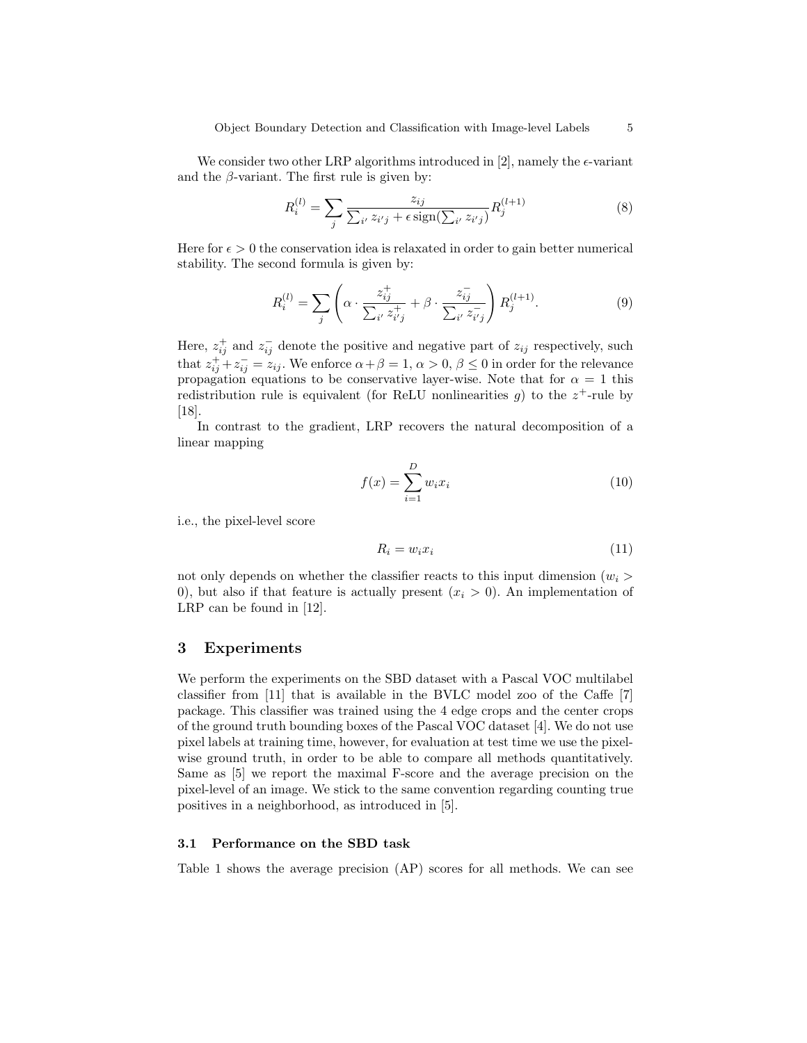We consider two other LRP algorithms introduced in [2], namely the $\epsilon$-variant and the $\beta$-variant. The first rule is given by:

$$R_i^{(l)} = \sum_j \frac{z_{ij}}{\sum_{i'} z_{i'j} + \epsilon \operatorname{sign}(\sum_{i'} z_{i'j})} R_j^{(l+1)} \tag{8}$$

Here for $\epsilon > 0$ the conservation idea is relaxated in order to gain better numerical stability. The second formula is given by:

$$R_i^{(l)} = \sum_j \left( \alpha \cdot \frac{z_{ij}^+}{\sum_{i'} z_{i'j}^+} + \beta \cdot \frac{z_{ij}^-}{\sum_{i'} z_{i'j}^-} \right) R_j^{(l+1)}. \tag{9}$$

Here, $z_{ij}^+$ and $z_{ij}^-$ denote the positive and negative part of $z_{ij}$ respectively, such that $z_{ij}^+ + z_{ij}^- = z_{ij}$. We enforce $\alpha + \beta = 1$, $\alpha > 0$, $\beta \leq 0$ in order for the relevance propagation equations to be conservative layer-wise. Note that for $\alpha = 1$ this redistribution rule is equivalent (for ReLU nonlinearities $g$) to the $z^+$-rule by [18].

In contrast to the gradient, LRP recovers the natural decomposition of a linear mapping

$$f(x) = \sum_{i=1}^{D} w_i x_i \tag{10}$$

i.e., the pixel-level score

$$R_i = w_i x_i \tag{11}$$

not only depends on whether the classifier reacts to this input dimension ($w_i > 0$), but also if that feature is actually present ($x_i > 0$). An implementation of LRP can be found in [12].

# 3 Experiments

We perform the experiments on the SBD dataset with a Pascal VOC multilabel classifier from [11] that is available in the BVLC model zoo of the Caffe [7] package. This classifier was trained using the 4 edge crops and the center crops of the ground truth bounding boxes of the Pascal VOC dataset [4]. We do not use pixel labels at training time, however, for evaluation at test time we use the pixel-wise ground truth, in order to be able to compare all methods quantitatively. Same as [5] we report the maximal F-score and the average precision on the pixel-level of an image. We stick to the same convention regarding counting true positives in a neighborhood, as introduced in [5].

## 3.1 Performance on the SBD task

Table 1 shows the average precision (AP) scores for all methods. We can see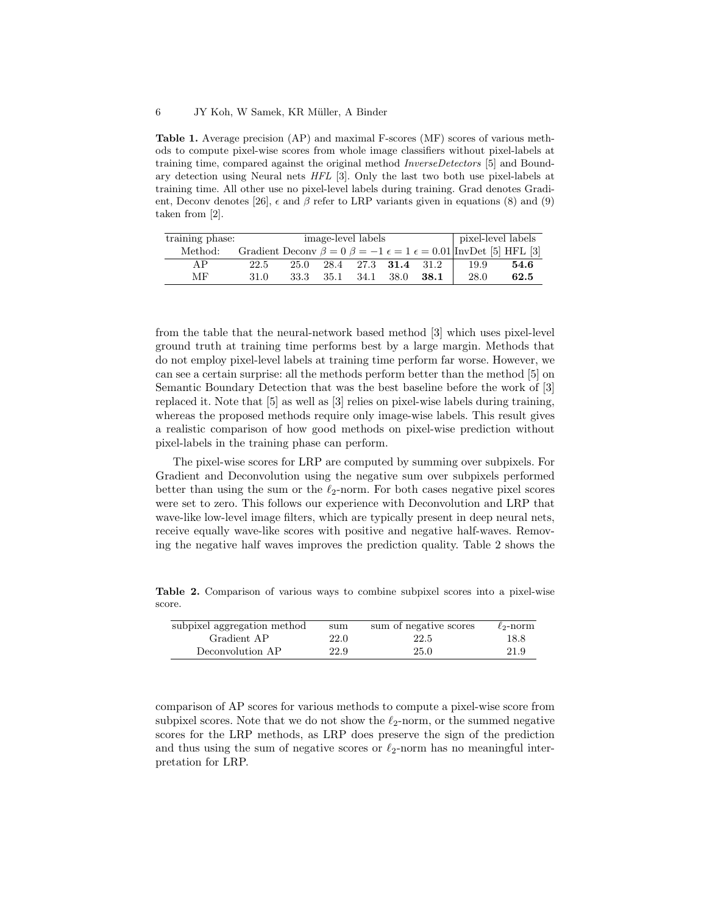**Table 1.** Average precision (AP) and maximal F-scores (MF) scores of various methods to compute pixel-wise scores from whole image classifiers without pixel-labels at training time, compared against the original method *InverseDetectors* [5] and Boundary detection using Neural nets *HFL* [3]. Only the last two both use pixel-labels at training time. All other use no pixel-level labels during training. Grad denotes Gradient, Deconv denotes [26], $\epsilon$ and $\beta$ refer to LRP variants given in equations (8) and (9) taken from [2].

| training phase: | image-level labels | | | | | | pixel-level labels | |
|---|---|---|---|---|---|---|---|---|
| Method: | Gradient | Deconv | $\beta = 0$ | $\beta = -1$ | $\epsilon = 1$ | $\epsilon = 0.01$ | InvDet [5] | HFL [3] |
| AP | 22.5 | 25.0 | 28.4 | 27.3 | **31.4** | 31.2 | 19.9 | **54.6** |
| MF | 31.0 | 33.3 | 35.1 | 34.1 | 38.0 | **38.1** | 28.0 | **62.5** |

from the table that the neural-network based method [3] which uses pixel-level ground truth at training time performs best by a large margin. Methods that do not employ pixel-level labels at training time perform far worse. However, we can see a certain surprise: all the methods perform better than the method [5] on Semantic Boundary Detection that was the best baseline before the work of [3] replaced it. Note that [5] as well as [3] relies on pixel-wise labels during training, whereas the proposed methods require only image-wise labels. This result gives a realistic comparison of how good methods on pixel-wise prediction without pixel-labels in the training phase can perform.

The pixel-wise scores for LRP are computed by summing over subpixels. For Gradient and Deconvolution using the negative sum over subpixels performed better than using the sum or the $\ell_2$-norm. For both cases negative pixel scores were set to zero. This follows our experience with Deconvolution and LRP that wave-like low-level image filters, which are typically present in deep neural nets, receive equally wave-like scores with positive and negative half-waves. Removing the negative half waves improves the prediction quality. Table 2 shows the comparison of AP scores for various methods to compute a pixel-wise score from subpixel scores. Note that we do not show the $\ell_2$-norm, or the summed negative scores for the LRP methods, as LRP does preserve the sign of the prediction and thus using the sum of negative scores or $\ell_2$-norm has no meaningful interpretation for LRP.

**Table 2.** Comparison of various ways to combine subpixel scores into a pixel-wise score.

| subpixel aggregation method | sum | sum of negative scores | $\ell_2$-norm |
|---|---|---|---|
| Gradient AP | 22.0 | 22.5 | 18.8 |
| Deconvolution AP | 22.9 | 25.0 | 21.9 |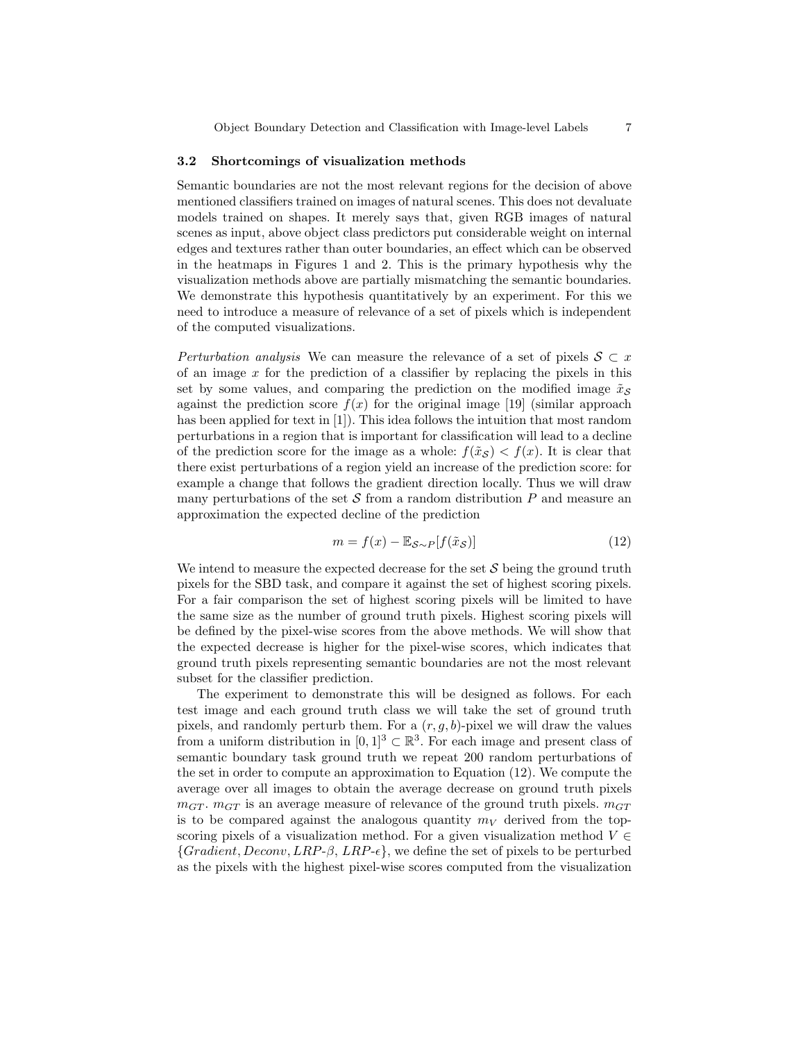### 3.2 Shortcomings of visualization methods

Semantic boundaries are not the most relevant regions for the decision of above mentioned classifiers trained on images of natural scenes. This does not devaluate models trained on shapes. It merely says that, given RGB images of natural scenes as input, above object class predictors put considerable weight on internal edges and textures rather than outer boundaries, an effect which can be observed in the heatmaps in Figures 1 and 2. This is the primary hypothesis why the visualization methods above are partially mismatching the semantic boundaries. We demonstrate this hypothesis quantitatively by an experiment. For this we need to introduce a measure of relevance of a set of pixels which is independent of the computed visualizations.

*Perturbation analysis* We can measure the relevance of a set of pixels $\mathcal{S} \subset x$ of an image $x$ for the prediction of a classifier by replacing the pixels in this set by some values, and comparing the prediction on the modified image $\tilde{x}_{\mathcal{S}}$ against the prediction score $f(x)$ for the original image [19] (similar approach has been applied for text in [1]). This idea follows the intuition that most random perturbations in a region that is important for classification will lead to a decline of the prediction score for the image as a whole: $f(\tilde{x}_{\mathcal{S}}) < f(x)$. It is clear that there exist perturbations of a region yield an increase of the prediction score: for example a change that follows the gradient direction locally. Thus we will draw many perturbations of the set $\mathcal{S}$ from a random distribution $P$ and measure an approximation the expected decline of the prediction

$$m = f(x) - \mathbb{E}_{\mathcal{S}\sim P}[f(\tilde{x}_{\mathcal{S}})] \tag{12}$$

We intend to measure the expected decrease for the set $\mathcal{S}$ being the ground truth pixels for the SBD task, and compare it against the set of highest scoring pixels. For a fair comparison the set of highest scoring pixels will be limited to have the same size as the number of ground truth pixels. Highest scoring pixels will be defined by the pixel-wise scores from the above methods. We will show that the expected decrease is higher for the pixel-wise scores, which indicates that ground truth pixels representing semantic boundaries are not the most relevant subset for the classifier prediction.

The experiment to demonstrate this will be designed as follows. For each test image and each ground truth class we will take the set of ground truth pixels, and randomly perturb them. For a $(r, g, b)$-pixel we will draw the values from a uniform distribution in $[0, 1]^3 \subset \mathbb{R}^3$. For each image and present class of semantic boundary task ground truth we repeat 200 random perturbations of the set in order to compute an approximation to Equation (12). We compute the average over all images to obtain the average decrease on ground truth pixels $m_{GT}$. $m_{GT}$ is an average measure of relevance of the ground truth pixels. $m_{GT}$ is to be compared against the analogous quantity $m_V$ derived from the top-scoring pixels of a visualization method. For a given visualization method $V \in \{Gradient, Deconv, LRP\text{-}\beta, LRP\text{-}\epsilon\}$, we define the set of pixels to be perturbed as the pixels with the highest pixel-wise scores computed from the visualization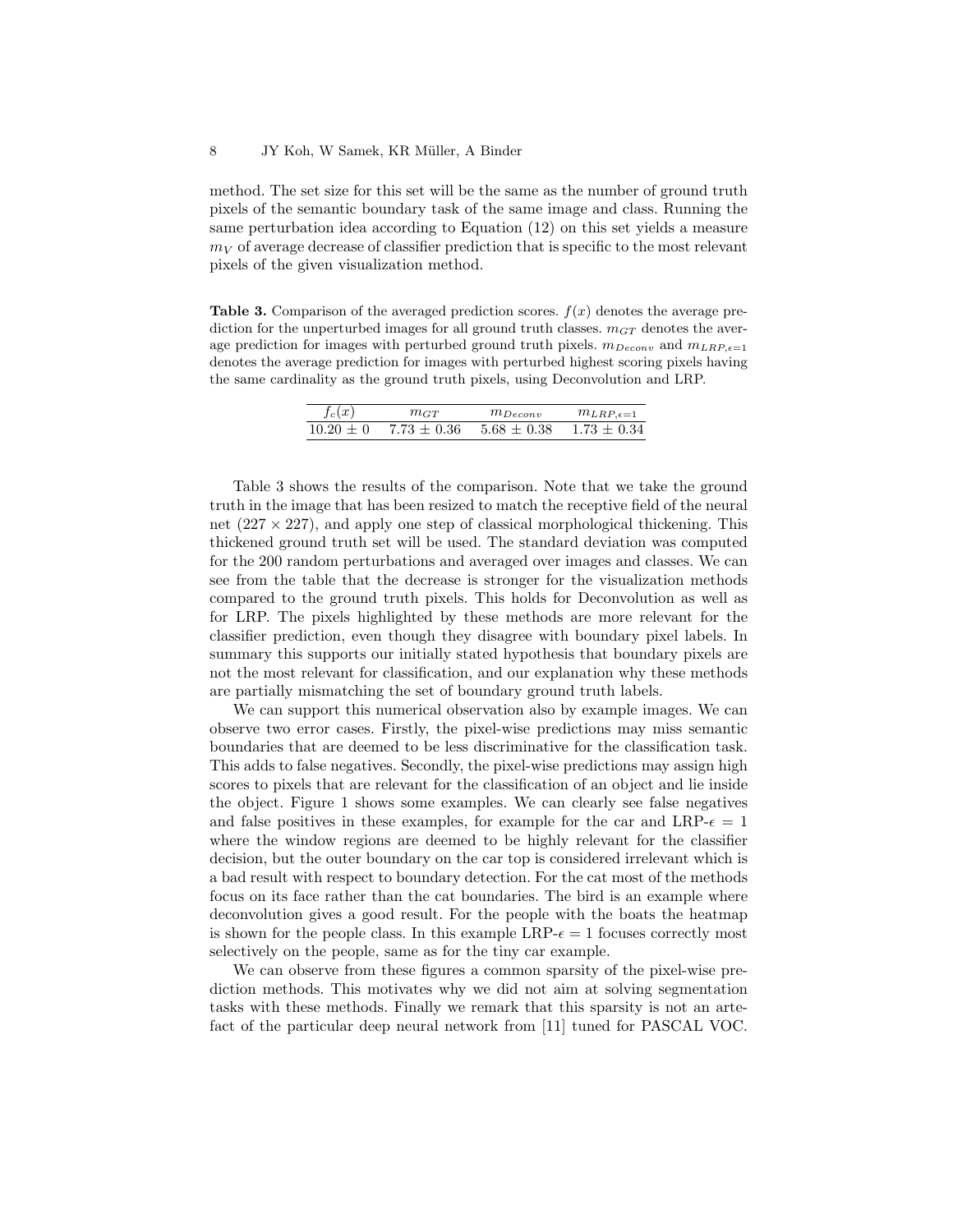method. The set size for this set will be the same as the number of ground truth pixels of the semantic boundary task of the same image and class. Running the same perturbation idea according to Equation (12) on this set yields a measure $m_V$ of average decrease of classifier prediction that is specific to the most relevant pixels of the given visualization method.

**Table 3.** Comparison of the averaged prediction scores. $f(x)$ denotes the average prediction for the unperturbed images for all ground truth classes. $m_{GT}$ denotes the average prediction for images with perturbed ground truth pixels. $m_{Deconv}$ and $m_{LRP,\epsilon=1}$ denotes the average prediction for images with perturbed highest scoring pixels having the same cardinality as the ground truth pixels, using Deconvolution and LRP.

| $f_c(x)$ | $m_{GT}$ | $m_{Deconv}$ | $m_{LRP,\epsilon=1}$ |
|---|---|---|---|
| $10.20 \pm 0$ | $7.73 \pm 0.36$ | $5.68 \pm 0.38$ | $1.73 \pm 0.34$ |

Table 3 shows the results of the comparison. Note that we take the ground truth in the image that has been resized to match the receptive field of the neural net ($227 \times 227$), and apply one step of classical morphological thickening. This thickened ground truth set will be used. The standard deviation was computed for the 200 random perturbations and averaged over images and classes. We can see from the table that the decrease is stronger for the visualization methods compared to the ground truth pixels. This holds for Deconvolution as well as for LRP. The pixels highlighted by these methods are more relevant for the classifier prediction, even though they disagree with boundary pixel labels. In summary this supports our initially stated hypothesis that boundary pixels are not the most relevant for classification, and our explanation why these methods are partially mismatching the set of boundary ground truth labels.

We can support this numerical observation also by example images. We can observe two error cases. Firstly, the pixel-wise predictions may miss semantic boundaries that are deemed to be less discriminative for the classification task. This adds to false negatives. Secondly, the pixel-wise predictions may assign high scores to pixels that are relevant for the classification of an object and lie inside the object. Figure 1 shows some examples. We can clearly see false negatives and false positives in these examples, for example for the car and LRP-$\epsilon = 1$ where the window regions are deemed to be highly relevant for the classifier decision, but the outer boundary on the car top is considered irrelevant which is a bad result with respect to boundary detection. For the cat most of the methods focus on its face rather than the cat boundaries. The bird is an example where deconvolution gives a good result. For the people with the boats the heatmap is shown for the people class. In this example LRP-$\epsilon = 1$ focuses correctly most selectively on the people, same as for the tiny car example.

We can observe from these figures a common sparsity of the pixel-wise prediction methods. This motivates why we did not aim at solving segmentation tasks with these methods. Finally we remark that this sparsity is not an artefact of the particular deep neural network from [11] tuned for PASCAL VOC.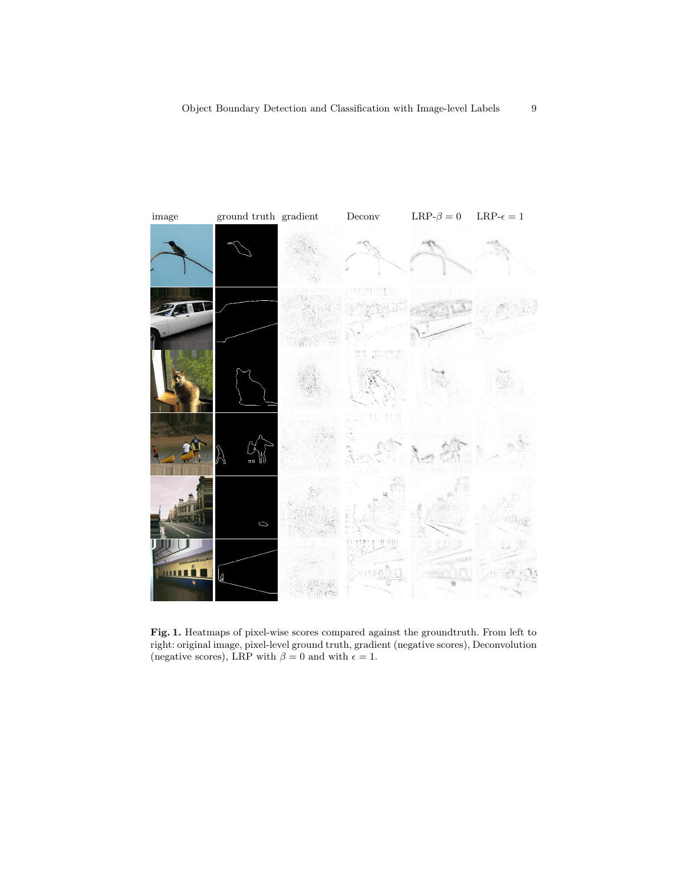image ground truth gradient Deconv LRP-$\beta = 0$ LRP-$\epsilon = 1$

**Fig. 1.** Heatmaps of pixel-wise scores compared against the groundtruth. From left to right: original image, pixel-level ground truth, gradient (negative scores), Deconvolution (negative scores), LRP with $\beta = 0$ and with $\epsilon = 1$.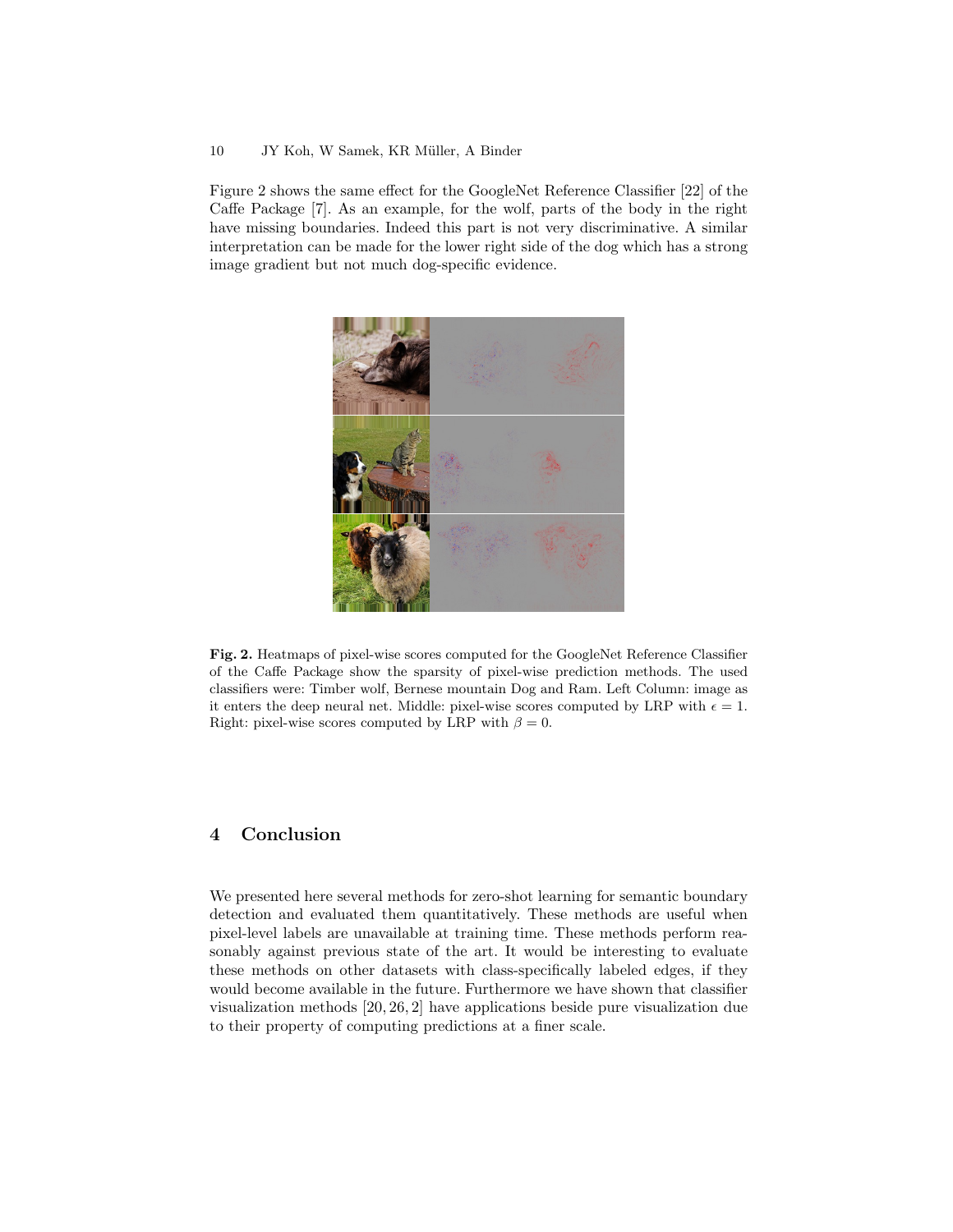Figure 2 shows the same effect for the GoogleNet Reference Classifier [22] of the Caffe Package [7]. As an example, for the wolf, parts of the body in the right have missing boundaries. Indeed this part is not very discriminative. A similar interpretation can be made for the lower right side of the dog which has a strong image gradient but not much dog-specific evidence.

**Fig. 2.** Heatmaps of pixel-wise scores computed for the GoogleNet Reference Classifier of the Caffe Package show the sparsity of pixel-wise prediction methods. The used classifiers were: Timber wolf, Bernese mountain Dog and Ram. Left Column: image as it enters the deep neural net. Middle: pixel-wise scores computed by LRP with $\epsilon = 1$. Right: pixel-wise scores computed by LRP with $\beta = 0$.

## 4 Conclusion

We presented here several methods for zero-shot learning for semantic boundary detection and evaluated them quantitatively. These methods are useful when pixel-level labels are unavailable at training time. These methods perform reasonably against previous state of the art. It would be interesting to evaluate these methods on other datasets with class-specifically labeled edges, if they would become available in the future. Furthermore we have shown that classifier visualization methods [20, 26, 2] have applications beside pure visualization due to their property of computing predictions at a finer scale.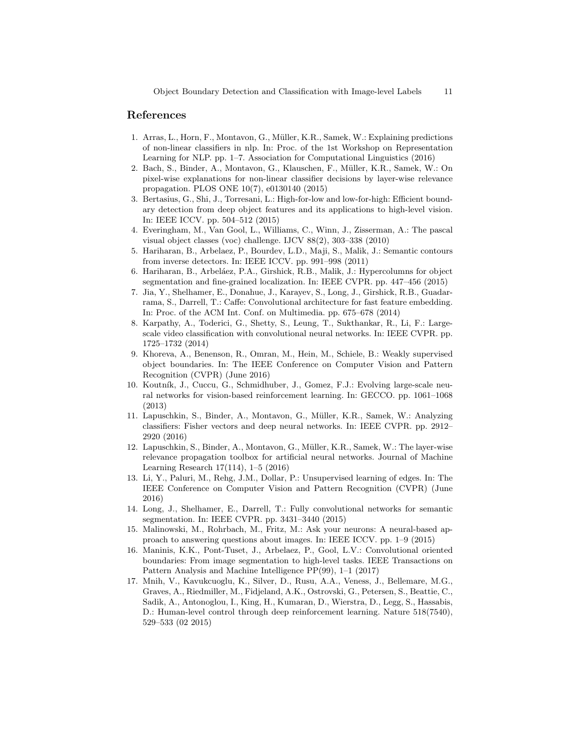## References

1. Arras, L., Horn, F., Montavon, G., Müller, K.R., Samek, W.: Explaining predictions of non-linear classifiers in nlp. In: Proc. of the 1st Workshop on Representation Learning for NLP. pp. 1–7. Association for Computational Linguistics (2016)
2. Bach, S., Binder, A., Montavon, G., Klauschen, F., Müller, K.R., Samek, W.: On pixel-wise explanations for non-linear classifier decisions by layer-wise relevance propagation. PLOS ONE 10(7), e0130140 (2015)
3. Bertasius, G., Shi, J., Torresani, L.: High-for-low and low-for-high: Efficient boundary detection from deep object features and its applications to high-level vision. In: IEEE ICCV. pp. 504–512 (2015)
4. Everingham, M., Van Gool, L., Williams, C., Winn, J., Zisserman, A.: The pascal visual object classes (voc) challenge. IJCV 88(2), 303–338 (2010)
5. Hariharan, B., Arbelaez, P., Bourdev, L.D., Maji, S., Malik, J.: Semantic contours from inverse detectors. In: IEEE ICCV. pp. 991–998 (2011)
6. Hariharan, B., Arbeláez, P.A., Girshick, R.B., Malik, J.: Hypercolumns for object segmentation and fine-grained localization. In: IEEE CVPR. pp. 447–456 (2015)
7. Jia, Y., Shelhamer, E., Donahue, J., Karayev, S., Long, J., Girshick, R.B., Guadarrama, S., Darrell, T.: Caffe: Convolutional architecture for fast feature embedding. In: Proc. of the ACM Int. Conf. on Multimedia. pp. 675–678 (2014)
8. Karpathy, A., Toderici, G., Shetty, S., Leung, T., Sukthankar, R., Li, F.: Large-scale video classification with convolutional neural networks. In: IEEE CVPR. pp. 1725–1732 (2014)
9. Khoreva, A., Benenson, R., Omran, M., Hein, M., Schiele, B.: Weakly supervised object boundaries. In: The IEEE Conference on Computer Vision and Pattern Recognition (CVPR) (June 2016)
10. Koutník, J., Cuccu, G., Schmidhuber, J., Gomez, F.J.: Evolving large-scale neural networks for vision-based reinforcement learning. In: GECCO. pp. 1061–1068 (2013)
11. Lapuschkin, S., Binder, A., Montavon, G., Müller, K.R., Samek, W.: Analyzing classifiers: Fisher vectors and deep neural networks. In: IEEE CVPR. pp. 2912–2920 (2016)
12. Lapuschkin, S., Binder, A., Montavon, G., Müller, K.R., Samek, W.: The layer-wise relevance propagation toolbox for artificial neural networks. Journal of Machine Learning Research 17(114), 1–5 (2016)
13. Li, Y., Paluri, M., Rehg, J.M., Dollar, P.: Unsupervised learning of edges. In: The IEEE Conference on Computer Vision and Pattern Recognition (CVPR) (June 2016)
14. Long, J., Shelhamer, E., Darrell, T.: Fully convolutional networks for semantic segmentation. In: IEEE CVPR. pp. 3431–3440 (2015)
15. Malinowski, M., Rohrbach, M., Fritz, M.: Ask your neurons: A neural-based approach to answering questions about images. In: IEEE ICCV. pp. 1–9 (2015)
16. Maninis, K.K., Pont-Tuset, J., Arbelaez, P., Gool, L.V.: Convolutional oriented boundaries: From image segmentation to high-level tasks. IEEE Transactions on Pattern Analysis and Machine Intelligence PP(99), 1–1 (2017)
17. Mnih, V., Kavukcuoglu, K., Silver, D., Rusu, A.A., Veness, J., Bellemare, M.G., Graves, A., Riedmiller, M., Fidjeland, A.K., Ostrovski, G., Petersen, S., Beattie, C., Sadik, A., Antonoglou, I., King, H., Kumaran, D., Wierstra, D., Legg, S., Hassabis, D.: Human-level control through deep reinforcement learning. Nature 518(7540), 529–533 (02 2015)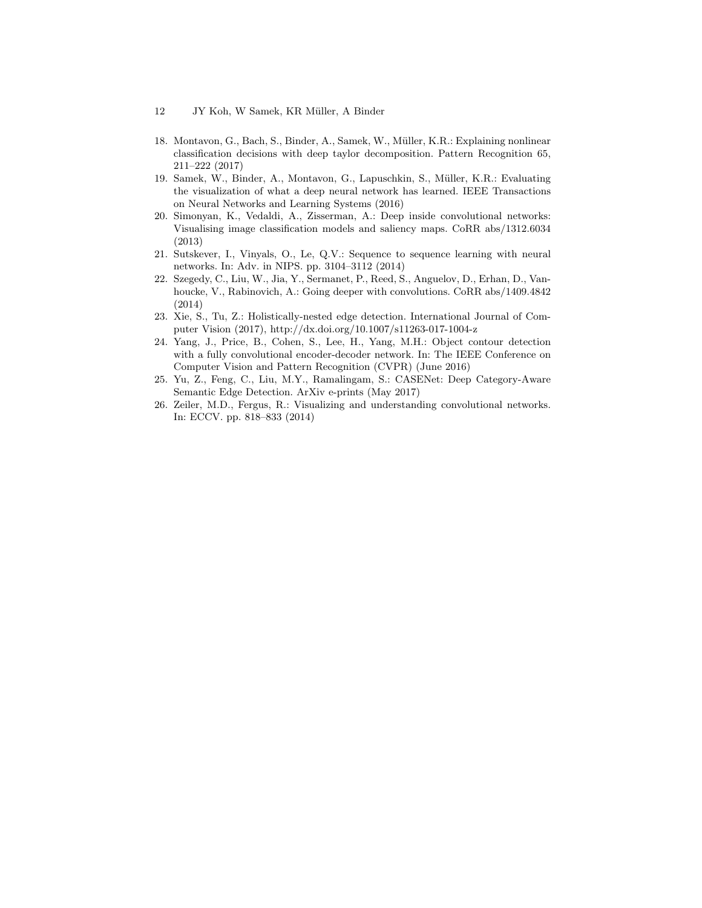18. Montavon, G., Bach, S., Binder, A., Samek, W., Müller, K.R.: Explaining nonlinear classification decisions with deep taylor decomposition. Pattern Recognition 65, 211–222 (2017)
19. Samek, W., Binder, A., Montavon, G., Lapuschkin, S., Müller, K.R.: Evaluating the visualization of what a deep neural network has learned. IEEE Transactions on Neural Networks and Learning Systems (2016)
20. Simonyan, K., Vedaldi, A., Zisserman, A.: Deep inside convolutional networks: Visualising image classification models and saliency maps. CoRR abs/1312.6034 (2013)
21. Sutskever, I., Vinyals, O., Le, Q.V.: Sequence to sequence learning with neural networks. In: Adv. in NIPS. pp. 3104–3112 (2014)
22. Szegedy, C., Liu, W., Jia, Y., Sermanet, P., Reed, S., Anguelov, D., Erhan, D., Vanhoucke, V., Rabinovich, A.: Going deeper with convolutions. CoRR abs/1409.4842 (2014)
23. Xie, S., Tu, Z.: Holistically-nested edge detection. International Journal of Computer Vision (2017), http://dx.doi.org/10.1007/s11263-017-1004-z
24. Yang, J., Price, B., Cohen, S., Lee, H., Yang, M.H.: Object contour detection with a fully convolutional encoder-decoder network. In: The IEEE Conference on Computer Vision and Pattern Recognition (CVPR) (June 2016)
25. Yu, Z., Feng, C., Liu, M.Y., Ramalingam, S.: CASENet: Deep Category-Aware Semantic Edge Detection. ArXiv e-prints (May 2017)
26. Zeiler, M.D., Fergus, R.: Visualizing and understanding convolutional networks. In: ECCV. pp. 818–833 (2014)